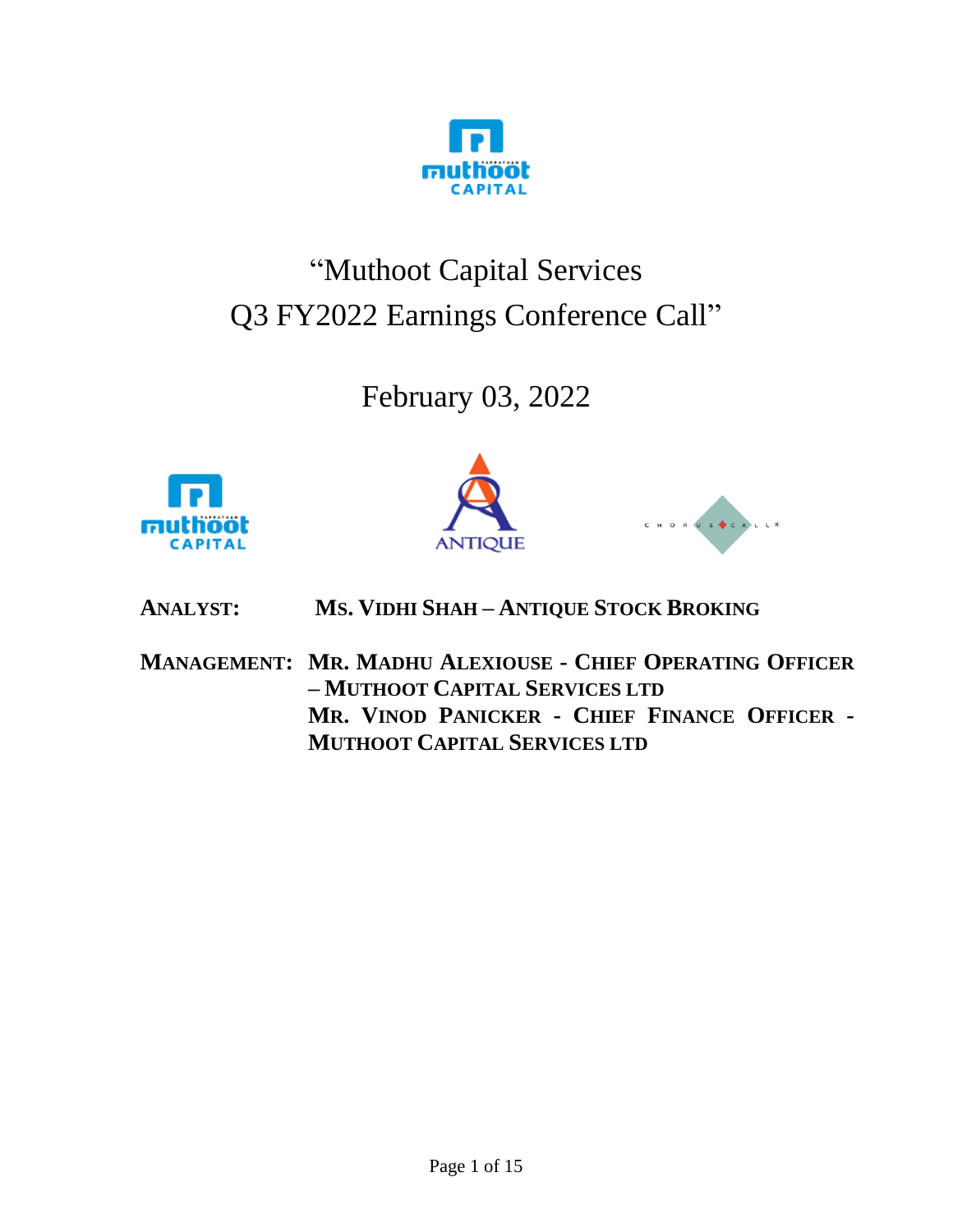# "Muthoot Capital Services Q3 FY2022 Earnings Conference Call"

February 03, 2022

**ANALYST:** **MS. VIDHI SHAH – ANTIQUE STOCK BROKING**

**MANAGEMENT:** **MR. MADHU ALEXIOUSE - CHIEF OPERATING OFFICER – MUTHOOT CAPITAL SERVICES LTD**
**MR. VINOD PANICKER - CHIEF FINANCE OFFICER - MUTHOOT CAPITAL SERVICES LTD**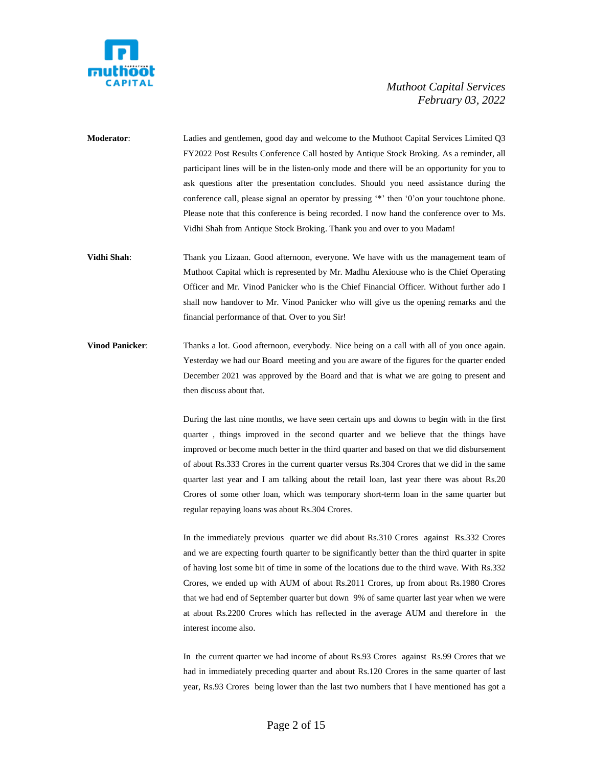**Moderator**: Ladies and gentlemen, good day and welcome to the Muthoot Capital Services Limited Q3 FY2022 Post Results Conference Call hosted by Antique Stock Broking. As a reminder, all participant lines will be in the listen-only mode and there will be an opportunity for you to ask questions after the presentation concludes. Should you need assistance during the conference call, please signal an operator by pressing '*' then '0'on your touchtone phone. Please note that this conference is being recorded. I now hand the conference over to Ms. Vidhi Shah from Antique Stock Broking. Thank you and over to you Madam!

**Vidhi Shah**: Thank you Lizaan. Good afternoon, everyone. We have with us the management team of Muthoot Capital which is represented by Mr. Madhu Alexiouse who is the Chief Operating Officer and Mr. Vinod Panicker who is the Chief Financial Officer. Without further ado I shall now handover to Mr. Vinod Panicker who will give us the opening remarks and the financial performance of that. Over to you Sir!

**Vinod Panicker**: Thanks a lot. Good afternoon, everybody. Nice being on a call with all of you once again. Yesterday we had our Board meeting and you are aware of the figures for the quarter ended December 2021 was approved by the Board and that is what we are going to present and then discuss about that.

During the last nine months, we have seen certain ups and downs to begin with in the first quarter , things improved in the second quarter and we believe that the things have improved or become much better in the third quarter and based on that we did disbursement of about Rs.333 Crores in the current quarter versus Rs.304 Crores that we did in the same quarter last year and I am talking about the retail loan, last year there was about Rs.20 Crores of some other loan, which was temporary short-term loan in the same quarter but regular repaying loans was about Rs.304 Crores.

In the immediately previous quarter we did about Rs.310 Crores against Rs.332 Crores and we are expecting fourth quarter to be significantly better than the third quarter in spite of having lost some bit of time in some of the locations due to the third wave. With Rs.332 Crores, we ended up with AUM of about Rs.2011 Crores, up from about Rs.1980 Crores that we had end of September quarter but down 9% of same quarter last year when we were at about Rs.2200 Crores which has reflected in the average AUM and therefore in the interest income also.

In the current quarter we had income of about Rs.93 Crores against Rs.99 Crores that we had in immediately preceding quarter and about Rs.120 Crores in the same quarter of last year, Rs.93 Crores being lower than the last two numbers that I have mentioned has got a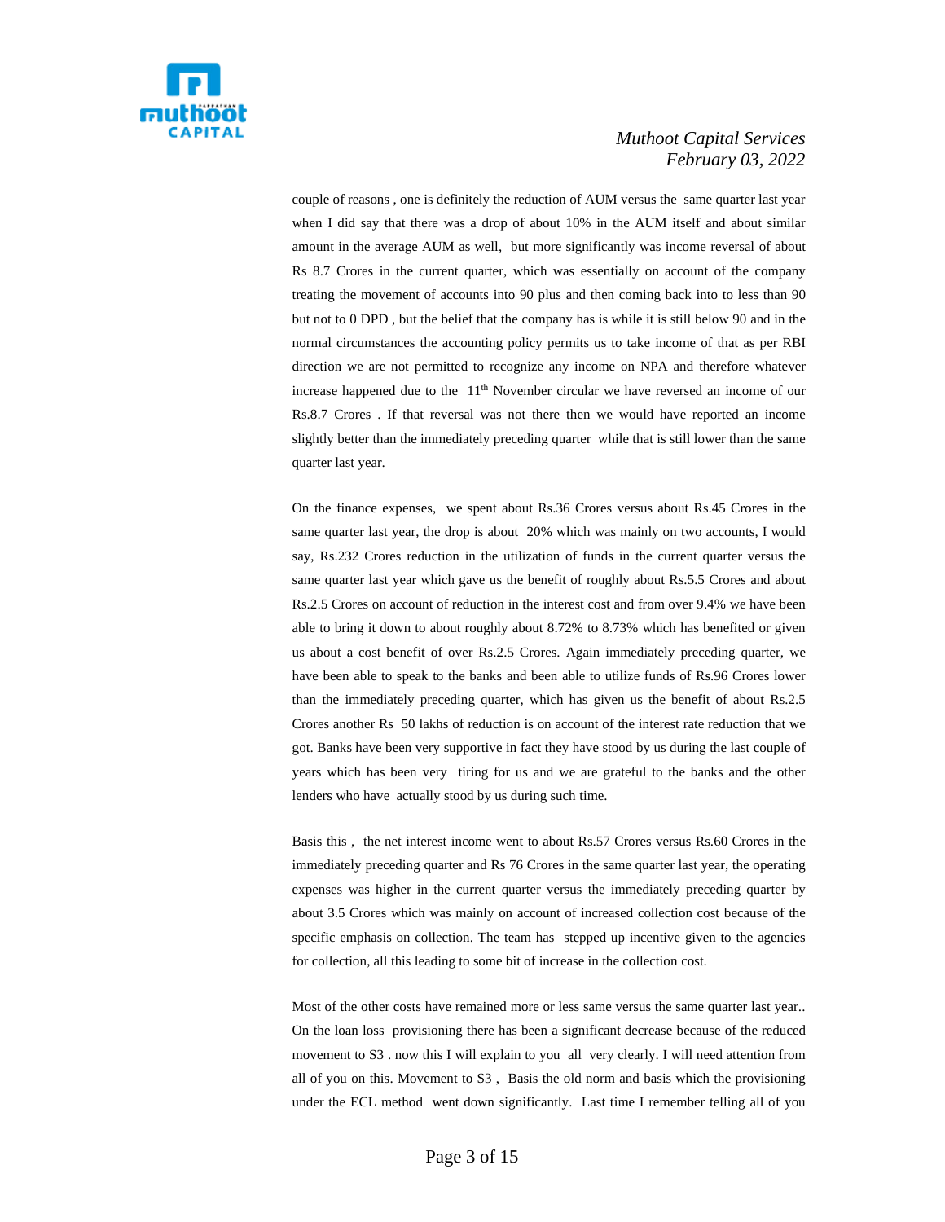couple of reasons , one is definitely the reduction of AUM versus the same quarter last year when I did say that there was a drop of about 10% in the AUM itself and about similar amount in the average AUM as well, but more significantly was income reversal of about Rs 8.7 Crores in the current quarter, which was essentially on account of the company treating the movement of accounts into 90 plus and then coming back into to less than 90 but not to 0 DPD , but the belief that the company has is while it is still below 90 and in the normal circumstances the accounting policy permits us to take income of that as per RBI direction we are not permitted to recognize any income on NPA and therefore whatever increase happened due to the 11th November circular we have reversed an income of our Rs.8.7 Crores . If that reversal was not there then we would have reported an income slightly better than the immediately preceding quarter while that is still lower than the same quarter last year.

On the finance expenses, we spent about Rs.36 Crores versus about Rs.45 Crores in the same quarter last year, the drop is about 20% which was mainly on two accounts, I would say, Rs.232 Crores reduction in the utilization of funds in the current quarter versus the same quarter last year which gave us the benefit of roughly about Rs.5.5 Crores and about Rs.2.5 Crores on account of reduction in the interest cost and from over 9.4% we have been able to bring it down to about roughly about 8.72% to 8.73% which has benefited or given us about a cost benefit of over Rs.2.5 Crores. Again immediately preceding quarter, we have been able to speak to the banks and been able to utilize funds of Rs.96 Crores lower than the immediately preceding quarter, which has given us the benefit of about Rs.2.5 Crores another Rs 50 lakhs of reduction is on account of the interest rate reduction that we got. Banks have been very supportive in fact they have stood by us during the last couple of years which has been very tiring for us and we are grateful to the banks and the other lenders who have actually stood by us during such time.

Basis this , the net interest income went to about Rs.57 Crores versus Rs.60 Crores in the immediately preceding quarter and Rs 76 Crores in the same quarter last year, the operating expenses was higher in the current quarter versus the immediately preceding quarter by about 3.5 Crores which was mainly on account of increased collection cost because of the specific emphasis on collection. The team has stepped up incentive given to the agencies for collection, all this leading to some bit of increase in the collection cost.

Most of the other costs have remained more or less same versus the same quarter last year.. On the loan loss provisioning there has been a significant decrease because of the reduced movement to S3 . now this I will explain to you all very clearly. I will need attention from all of you on this. Movement to S3 , Basis the old norm and basis which the provisioning under the ECL method went down significantly. Last time I remember telling all of you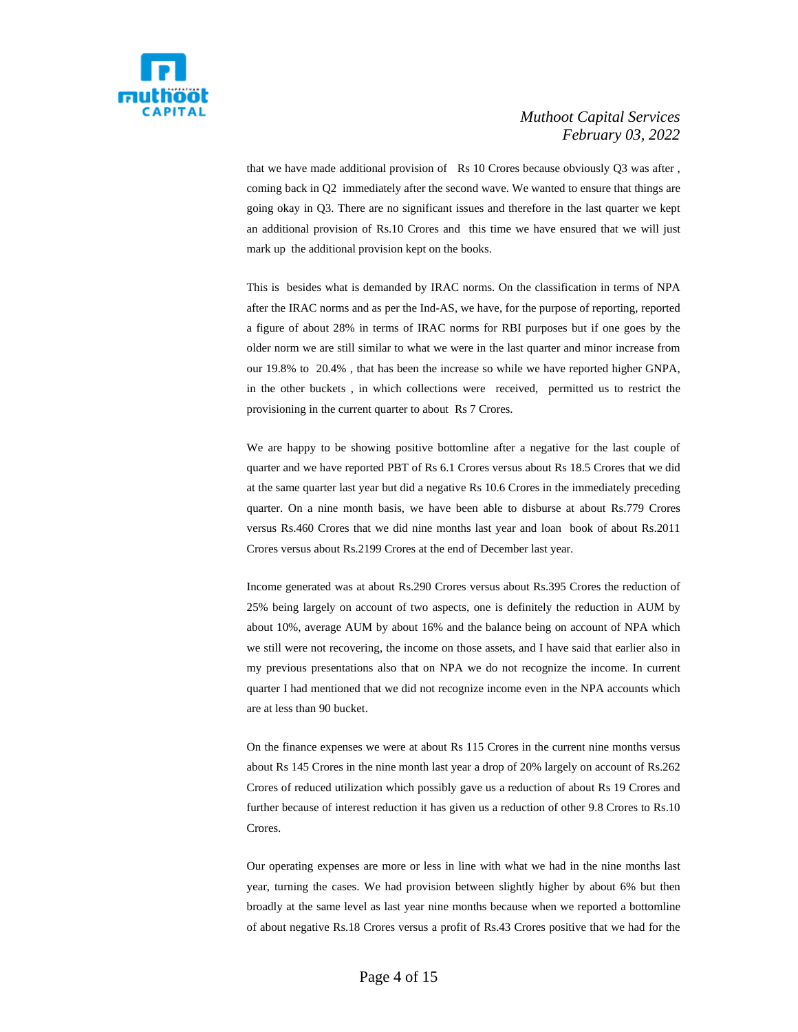that we have made additional provision of Rs 10 Crores because obviously Q3 was after , coming back in Q2 immediately after the second wave. We wanted to ensure that things are going okay in Q3. There are no significant issues and therefore in the last quarter we kept an additional provision of Rs.10 Crores and this time we have ensured that we will just mark up the additional provision kept on the books.

This is besides what is demanded by IRAC norms. On the classification in terms of NPA after the IRAC norms and as per the Ind-AS, we have, for the purpose of reporting, reported a figure of about 28% in terms of IRAC norms for RBI purposes but if one goes by the older norm we are still similar to what we were in the last quarter and minor increase from our 19.8% to 20.4% , that has been the increase so while we have reported higher GNPA, in the other buckets , in which collections were received, permitted us to restrict the provisioning in the current quarter to about Rs 7 Crores.

We are happy to be showing positive bottomline after a negative for the last couple of quarter and we have reported PBT of Rs 6.1 Crores versus about Rs 18.5 Crores that we did at the same quarter last year but did a negative Rs 10.6 Crores in the immediately preceding quarter. On a nine month basis, we have been able to disburse at about Rs.779 Crores versus Rs.460 Crores that we did nine months last year and loan book of about Rs.2011 Crores versus about Rs.2199 Crores at the end of December last year.

Income generated was at about Rs.290 Crores versus about Rs.395 Crores the reduction of 25% being largely on account of two aspects, one is definitely the reduction in AUM by about 10%, average AUM by about 16% and the balance being on account of NPA which we still were not recovering, the income on those assets, and I have said that earlier also in my previous presentations also that on NPA we do not recognize the income. In current quarter I had mentioned that we did not recognize income even in the NPA accounts which are at less than 90 bucket.

On the finance expenses we were at about Rs 115 Crores in the current nine months versus about Rs 145 Crores in the nine month last year a drop of 20% largely on account of Rs.262 Crores of reduced utilization which possibly gave us a reduction of about Rs 19 Crores and further because of interest reduction it has given us a reduction of other 9.8 Crores to Rs.10 Crores.

Our operating expenses are more or less in line with what we had in the nine months last year, turning the cases. We had provision between slightly higher by about 6% but then broadly at the same level as last year nine months because when we reported a bottomline of about negative Rs.18 Crores versus a profit of Rs.43 Crores positive that we had for the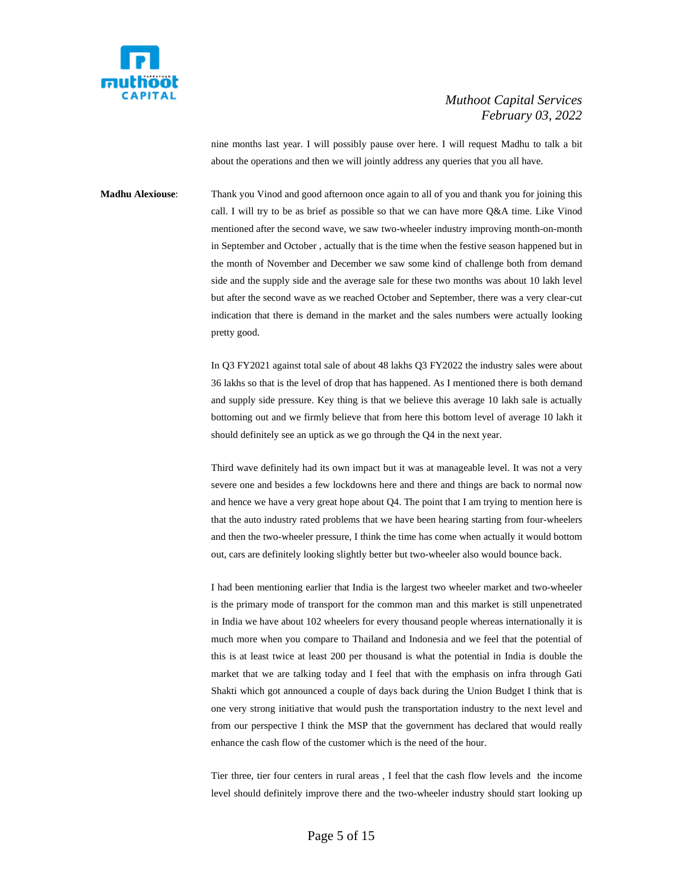nine months last year. I will possibly pause over here. I will request Madhu to talk a bit about the operations and then we will jointly address any queries that you all have.

**Madhu Alexiouse**: Thank you Vinod and good afternoon once again to all of you and thank you for joining this call. I will try to be as brief as possible so that we can have more Q&A time. Like Vinod mentioned after the second wave, we saw two-wheeler industry improving month-on-month in September and October , actually that is the time when the festive season happened but in the month of November and December we saw some kind of challenge both from demand side and the supply side and the average sale for these two months was about 10 lakh level but after the second wave as we reached October and September, there was a very clear-cut indication that there is demand in the market and the sales numbers were actually looking pretty good.

In Q3 FY2021 against total sale of about 48 lakhs Q3 FY2022 the industry sales were about 36 lakhs so that is the level of drop that has happened. As I mentioned there is both demand and supply side pressure. Key thing is that we believe this average 10 lakh sale is actually bottoming out and we firmly believe that from here this bottom level of average 10 lakh it should definitely see an uptick as we go through the Q4 in the next year.

Third wave definitely had its own impact but it was at manageable level. It was not a very severe one and besides a few lockdowns here and there and things are back to normal now and hence we have a very great hope about Q4. The point that I am trying to mention here is that the auto industry rated problems that we have been hearing starting from four-wheelers and then the two-wheeler pressure, I think the time has come when actually it would bottom out, cars are definitely looking slightly better but two-wheeler also would bounce back.

I had been mentioning earlier that India is the largest two wheeler market and two-wheeler is the primary mode of transport for the common man and this market is still unpenetrated in India we have about 102 wheelers for every thousand people whereas internationally it is much more when you compare to Thailand and Indonesia and we feel that the potential of this is at least twice at least 200 per thousand is what the potential in India is double the market that we are talking today and I feel that with the emphasis on infra through Gati Shakti which got announced a couple of days back during the Union Budget I think that is one very strong initiative that would push the transportation industry to the next level and from our perspective I think the MSP that the government has declared that would really enhance the cash flow of the customer which is the need of the hour.

Tier three, tier four centers in rural areas , I feel that the cash flow levels and the income level should definitely improve there and the two-wheeler industry should start looking up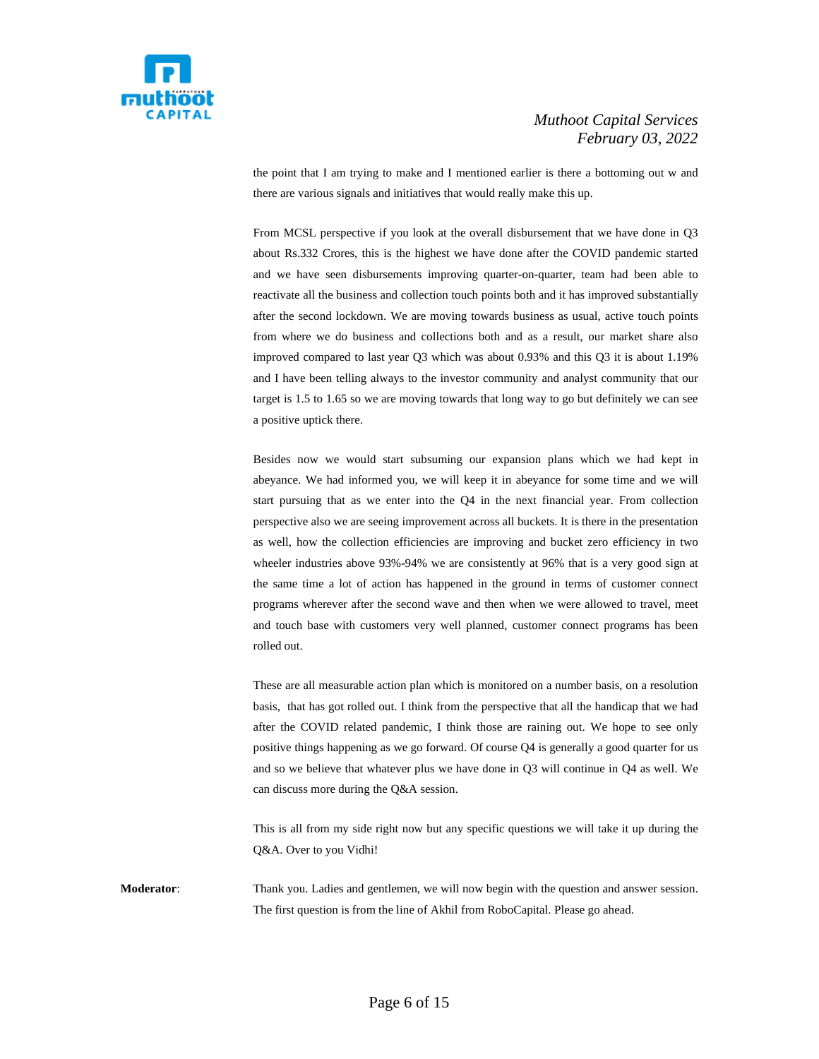the point that I am trying to make and I mentioned earlier is there a bottoming out w and there are various signals and initiatives that would really make this up.

From MCSL perspective if you look at the overall disbursement that we have done in Q3 about Rs.332 Crores, this is the highest we have done after the COVID pandemic started and we have seen disbursements improving quarter-on-quarter, team had been able to reactivate all the business and collection touch points both and it has improved substantially after the second lockdown. We are moving towards business as usual, active touch points from where we do business and collections both and as a result, our market share also improved compared to last year Q3 which was about 0.93% and this Q3 it is about 1.19% and I have been telling always to the investor community and analyst community that our target is 1.5 to 1.65 so we are moving towards that long way to go but definitely we can see a positive uptick there.

Besides now we would start subsuming our expansion plans which we had kept in abeyance. We had informed you, we will keep it in abeyance for some time and we will start pursuing that as we enter into the Q4 in the next financial year. From collection perspective also we are seeing improvement across all buckets. It is there in the presentation as well, how the collection efficiencies are improving and bucket zero efficiency in two wheeler industries above 93%-94% we are consistently at 96% that is a very good sign at the same time a lot of action has happened in the ground in terms of customer connect programs wherever after the second wave and then when we were allowed to travel, meet and touch base with customers very well planned, customer connect programs has been rolled out.

These are all measurable action plan which is monitored on a number basis, on a resolution basis, that has got rolled out. I think from the perspective that all the handicap that we had after the COVID related pandemic, I think those are raining out. We hope to see only positive things happening as we go forward. Of course Q4 is generally a good quarter for us and so we believe that whatever plus we have done in Q3 will continue in Q4 as well. We can discuss more during the Q&A session.

This is all from my side right now but any specific questions we will take it up during the Q&A. Over to you Vidhi!

**Moderator**: Thank you. Ladies and gentlemen, we will now begin with the question and answer session. The first question is from the line of Akhil from RoboCapital. Please go ahead.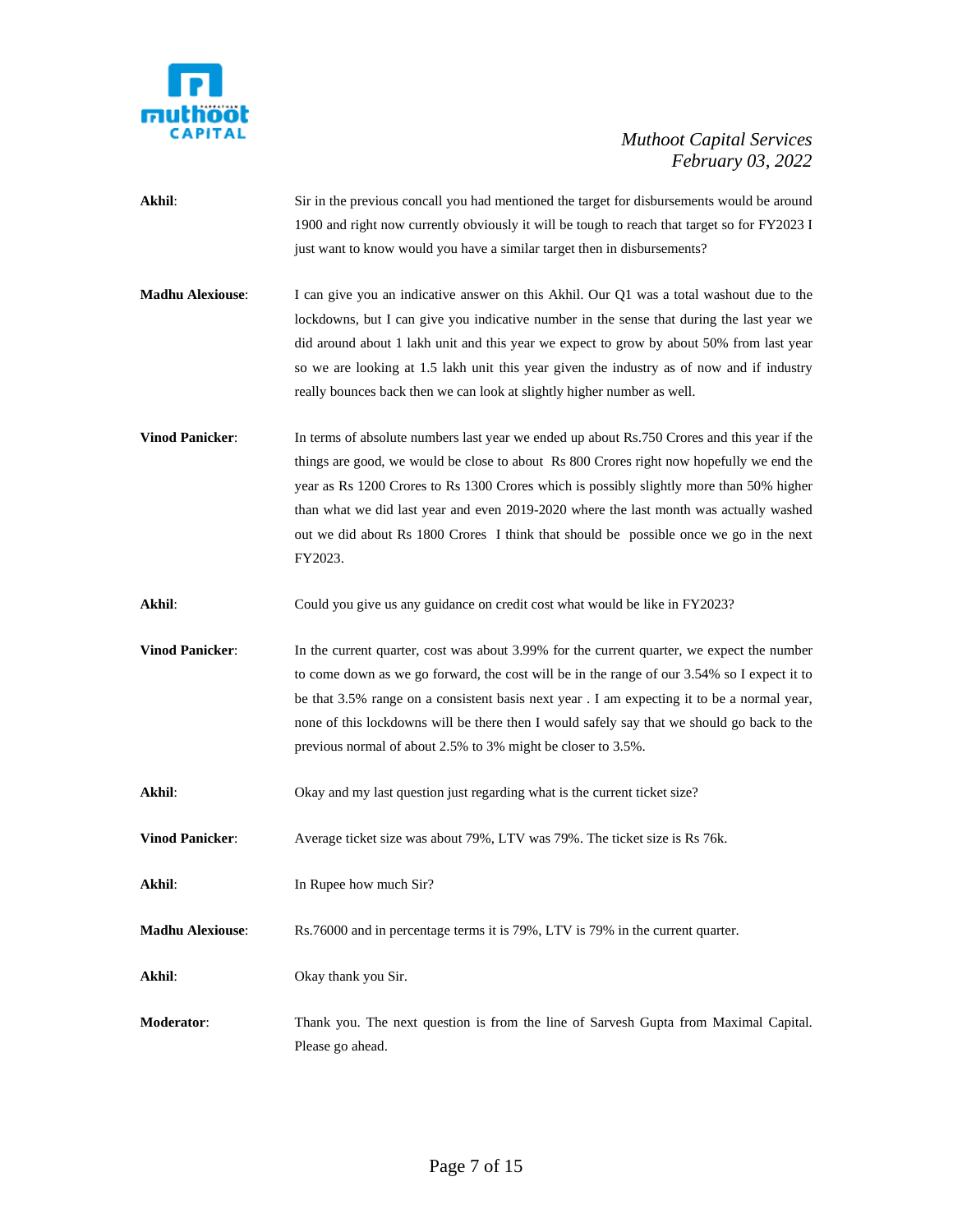**Akhil**: Sir in the previous concall you had mentioned the target for disbursements would be around 1900 and right now currently obviously it will be tough to reach that target so for FY2023 I just want to know would you have a similar target then in disbursements?

**Madhu Alexiouse**: I can give you an indicative answer on this Akhil. Our Q1 was a total washout due to the lockdowns, but I can give you indicative number in the sense that during the last year we did around about 1 lakh unit and this year we expect to grow by about 50% from last year so we are looking at 1.5 lakh unit this year given the industry as of now and if industry really bounces back then we can look at slightly higher number as well.

**Vinod Panicker**: In terms of absolute numbers last year we ended up about Rs.750 Crores and this year if the things are good, we would be close to about Rs 800 Crores right now hopefully we end the year as Rs 1200 Crores to Rs 1300 Crores which is possibly slightly more than 50% higher than what we did last year and even 2019-2020 where the last month was actually washed out we did about Rs 1800 Crores I think that should be possible once we go in the next FY2023.

**Akhil**: Could you give us any guidance on credit cost what would be like in FY2023?

**Vinod Panicker**: In the current quarter, cost was about 3.99% for the current quarter, we expect the number to come down as we go forward, the cost will be in the range of our 3.54% so I expect it to be that 3.5% range on a consistent basis next year . I am expecting it to be a normal year, none of this lockdowns will be there then I would safely say that we should go back to the previous normal of about 2.5% to 3% might be closer to 3.5%.

**Akhil**: Okay and my last question just regarding what is the current ticket size?

**Vinod Panicker**: Average ticket size was about 79%, LTV was 79%. The ticket size is Rs 76k.

**Akhil**: In Rupee how much Sir?

**Madhu Alexiouse**: Rs.76000 and in percentage terms it is 79%, LTV is 79% in the current quarter.

**Akhil**: Okay thank you Sir.

**Moderator**: Thank you. The next question is from the line of Sarvesh Gupta from Maximal Capital. Please go ahead.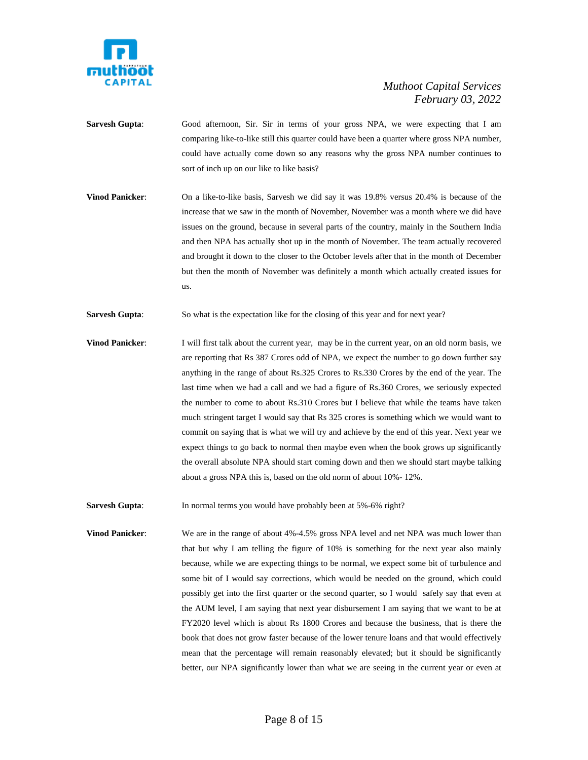**Sarvesh Gupta**: Good afternoon, Sir. Sir in terms of your gross NPA, we were expecting that I am comparing like-to-like still this quarter could have been a quarter where gross NPA number, could have actually come down so any reasons why the gross NPA number continues to sort of inch up on our like to like basis?

**Vinod Panicker**: On a like-to-like basis, Sarvesh we did say it was 19.8% versus 20.4% is because of the increase that we saw in the month of November, November was a month where we did have issues on the ground, because in several parts of the country, mainly in the Southern India and then NPA has actually shot up in the month of November. The team actually recovered and brought it down to the closer to the October levels after that in the month of December but then the month of November was definitely a month which actually created issues for us.

**Sarvesh Gupta**: So what is the expectation like for the closing of this year and for next year?

**Vinod Panicker**: I will first talk about the current year, may be in the current year, on an old norm basis, we are reporting that Rs 387 Crores odd of NPA, we expect the number to go down further say anything in the range of about Rs.325 Crores to Rs.330 Crores by the end of the year. The last time when we had a call and we had a figure of Rs.360 Crores, we seriously expected the number to come to about Rs.310 Crores but I believe that while the teams have taken much stringent target I would say that Rs 325 crores is something which we would want to commit on saying that is what we will try and achieve by the end of this year. Next year we expect things to go back to normal then maybe even when the book grows up significantly the overall absolute NPA should start coming down and then we should start maybe talking about a gross NPA this is, based on the old norm of about 10%- 12%.

**Sarvesh Gupta**: In normal terms you would have probably been at 5%-6% right?

**Vinod Panicker**: We are in the range of about 4%-4.5% gross NPA level and net NPA was much lower than that but why I am telling the figure of 10% is something for the next year also mainly because, while we are expecting things to be normal, we expect some bit of turbulence and some bit of I would say corrections, which would be needed on the ground, which could possibly get into the first quarter or the second quarter, so I would safely say that even at the AUM level, I am saying that next year disbursement I am saying that we want to be at FY2020 level which is about Rs 1800 Crores and because the business, that is there the book that does not grow faster because of the lower tenure loans and that would effectively mean that the percentage will remain reasonably elevated; but it should be significantly better, our NPA significantly lower than what we are seeing in the current year or even at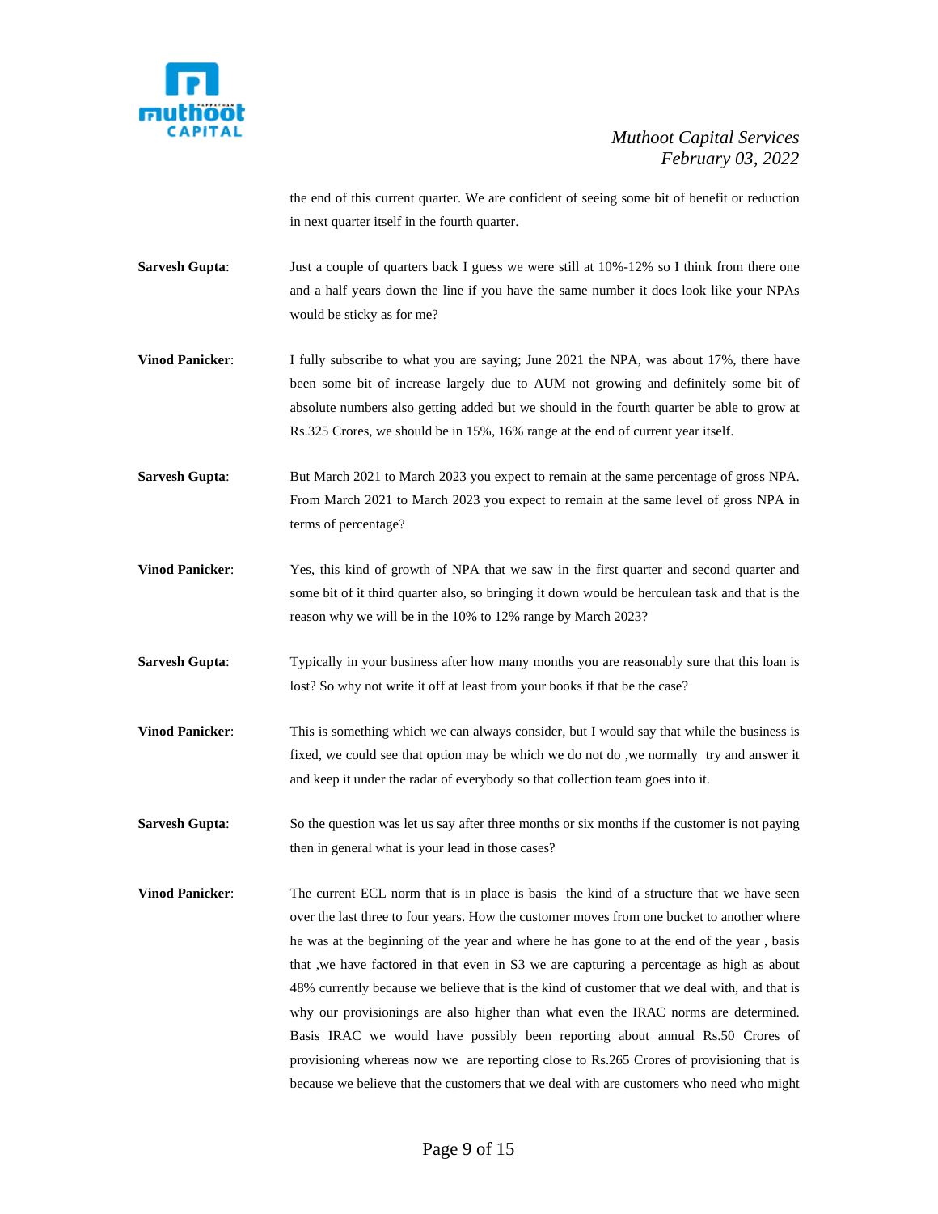the end of this current quarter. We are confident of seeing some bit of benefit or reduction in next quarter itself in the fourth quarter.

**Sarvesh Gupta**: Just a couple of quarters back I guess we were still at 10%-12% so I think from there one and a half years down the line if you have the same number it does look like your NPAs would be sticky as for me?

**Vinod Panicker**: I fully subscribe to what you are saying; June 2021 the NPA, was about 17%, there have been some bit of increase largely due to AUM not growing and definitely some bit of absolute numbers also getting added but we should in the fourth quarter be able to grow at Rs.325 Crores, we should be in 15%, 16% range at the end of current year itself.

**Sarvesh Gupta**: But March 2021 to March 2023 you expect to remain at the same percentage of gross NPA. From March 2021 to March 2023 you expect to remain at the same level of gross NPA in terms of percentage?

**Vinod Panicker**: Yes, this kind of growth of NPA that we saw in the first quarter and second quarter and some bit of it third quarter also, so bringing it down would be herculean task and that is the reason why we will be in the 10% to 12% range by March 2023?

**Sarvesh Gupta**: Typically in your business after how many months you are reasonably sure that this loan is lost? So why not write it off at least from your books if that be the case?

**Vinod Panicker**: This is something which we can always consider, but I would say that while the business is fixed, we could see that option may be which we do not do ,we normally try and answer it and keep it under the radar of everybody so that collection team goes into it.

**Sarvesh Gupta**: So the question was let us say after three months or six months if the customer is not paying then in general what is your lead in those cases?

**Vinod Panicker**: The current ECL norm that is in place is basis the kind of a structure that we have seen over the last three to four years. How the customer moves from one bucket to another where he was at the beginning of the year and where he has gone to at the end of the year , basis that ,we have factored in that even in S3 we are capturing a percentage as high as about 48% currently because we believe that is the kind of customer that we deal with, and that is why our provisionings are also higher than what even the IRAC norms are determined. Basis IRAC we would have possibly been reporting about annual Rs.50 Crores of provisioning whereas now we are reporting close to Rs.265 Crores of provisioning that is because we believe that the customers that we deal with are customers who need who might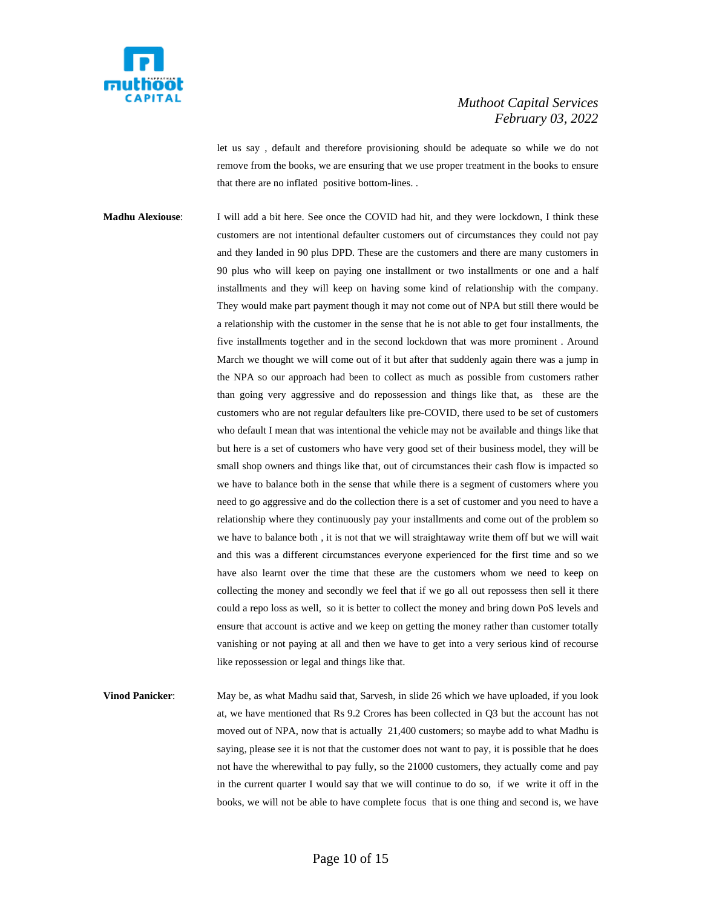let us say , default and therefore provisioning should be adequate so while we do not remove from the books, we are ensuring that we use proper treatment in the books to ensure that there are no inflated positive bottom-lines. .

**Madhu Alexiouse**: I will add a bit here. See once the COVID had hit, and they were lockdown, I think these customers are not intentional defaulter customers out of circumstances they could not pay and they landed in 90 plus DPD. These are the customers and there are many customers in 90 plus who will keep on paying one installment or two installments or one and a half installments and they will keep on having some kind of relationship with the company. They would make part payment though it may not come out of NPA but still there would be a relationship with the customer in the sense that he is not able to get four installments, the five installments together and in the second lockdown that was more prominent . Around March we thought we will come out of it but after that suddenly again there was a jump in the NPA so our approach had been to collect as much as possible from customers rather than going very aggressive and do repossession and things like that, as these are the customers who are not regular defaulters like pre-COVID, there used to be set of customers who default I mean that was intentional the vehicle may not be available and things like that but here is a set of customers who have very good set of their business model, they will be small shop owners and things like that, out of circumstances their cash flow is impacted so we have to balance both in the sense that while there is a segment of customers where you need to go aggressive and do the collection there is a set of customer and you need to have a relationship where they continuously pay your installments and come out of the problem so we have to balance both , it is not that we will straightaway write them off but we will wait and this was a different circumstances everyone experienced for the first time and so we have also learnt over the time that these are the customers whom we need to keep on collecting the money and secondly we feel that if we go all out repossess then sell it there could a repo loss as well, so it is better to collect the money and bring down PoS levels and ensure that account is active and we keep on getting the money rather than customer totally vanishing or not paying at all and then we have to get into a very serious kind of recourse like repossession or legal and things like that.

**Vinod Panicker**: May be, as what Madhu said that, Sarvesh, in slide 26 which we have uploaded, if you look at, we have mentioned that Rs 9.2 Crores has been collected in Q3 but the account has not moved out of NPA, now that is actually 21,400 customers; so maybe add to what Madhu is saying, please see it is not that the customer does not want to pay, it is possible that he does not have the wherewithal to pay fully, so the 21000 customers, they actually come and pay in the current quarter I would say that we will continue to do so, if we write it off in the books, we will not be able to have complete focus that is one thing and second is, we have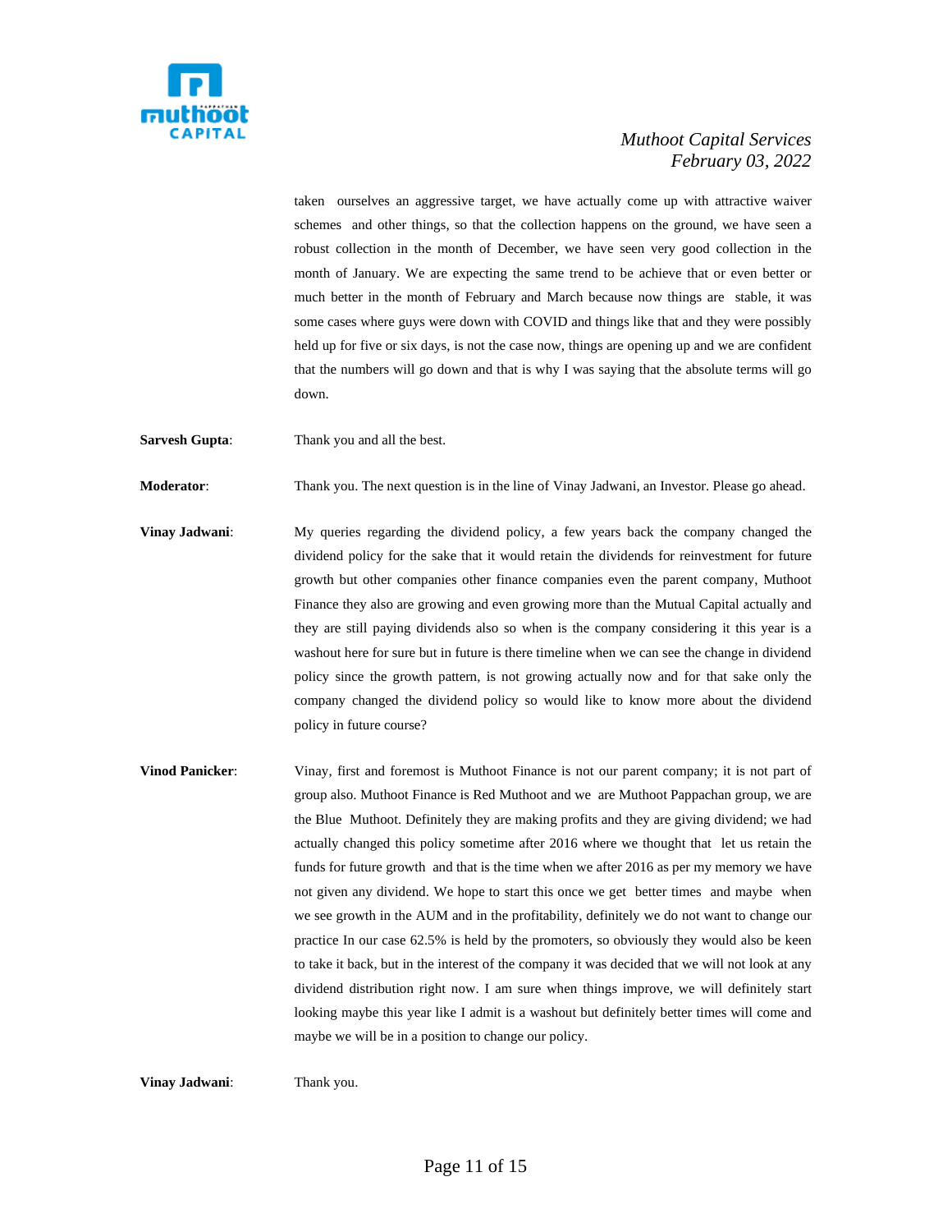taken ourselves an aggressive target, we have actually come up with attractive waiver schemes and other things, so that the collection happens on the ground, we have seen a robust collection in the month of December, we have seen very good collection in the month of January. We are expecting the same trend to be achieve that or even better or much better in the month of February and March because now things are stable, it was some cases where guys were down with COVID and things like that and they were possibly held up for five or six days, is not the case now, things are opening up and we are confident that the numbers will go down and that is why I was saying that the absolute terms will go down.

**Sarvesh Gupta**: Thank you and all the best.

**Moderator**: Thank you. The next question is in the line of Vinay Jadwani, an Investor. Please go ahead.

**Vinay Jadwani**: My queries regarding the dividend policy, a few years back the company changed the dividend policy for the sake that it would retain the dividends for reinvestment for future growth but other companies other finance companies even the parent company, Muthoot Finance they also are growing and even growing more than the Mutual Capital actually and they are still paying dividends also so when is the company considering it this year is a washout here for sure but in future is there timeline when we can see the change in dividend policy since the growth pattern, is not growing actually now and for that sake only the company changed the dividend policy so would like to know more about the dividend policy in future course?

**Vinod Panicker**: Vinay, first and foremost is Muthoot Finance is not our parent company; it is not part of group also. Muthoot Finance is Red Muthoot and we are Muthoot Pappachan group, we are the Blue Muthoot. Definitely they are making profits and they are giving dividend; we had actually changed this policy sometime after 2016 where we thought that let us retain the funds for future growth and that is the time when we after 2016 as per my memory we have not given any dividend. We hope to start this once we get better times and maybe when we see growth in the AUM and in the profitability, definitely we do not want to change our practice In our case 62.5% is held by the promoters, so obviously they would also be keen to take it back, but in the interest of the company it was decided that we will not look at any dividend distribution right now. I am sure when things improve, we will definitely start looking maybe this year like I admit is a washout but definitely better times will come and maybe we will be in a position to change our policy.

**Vinay Jadwani**: Thank you.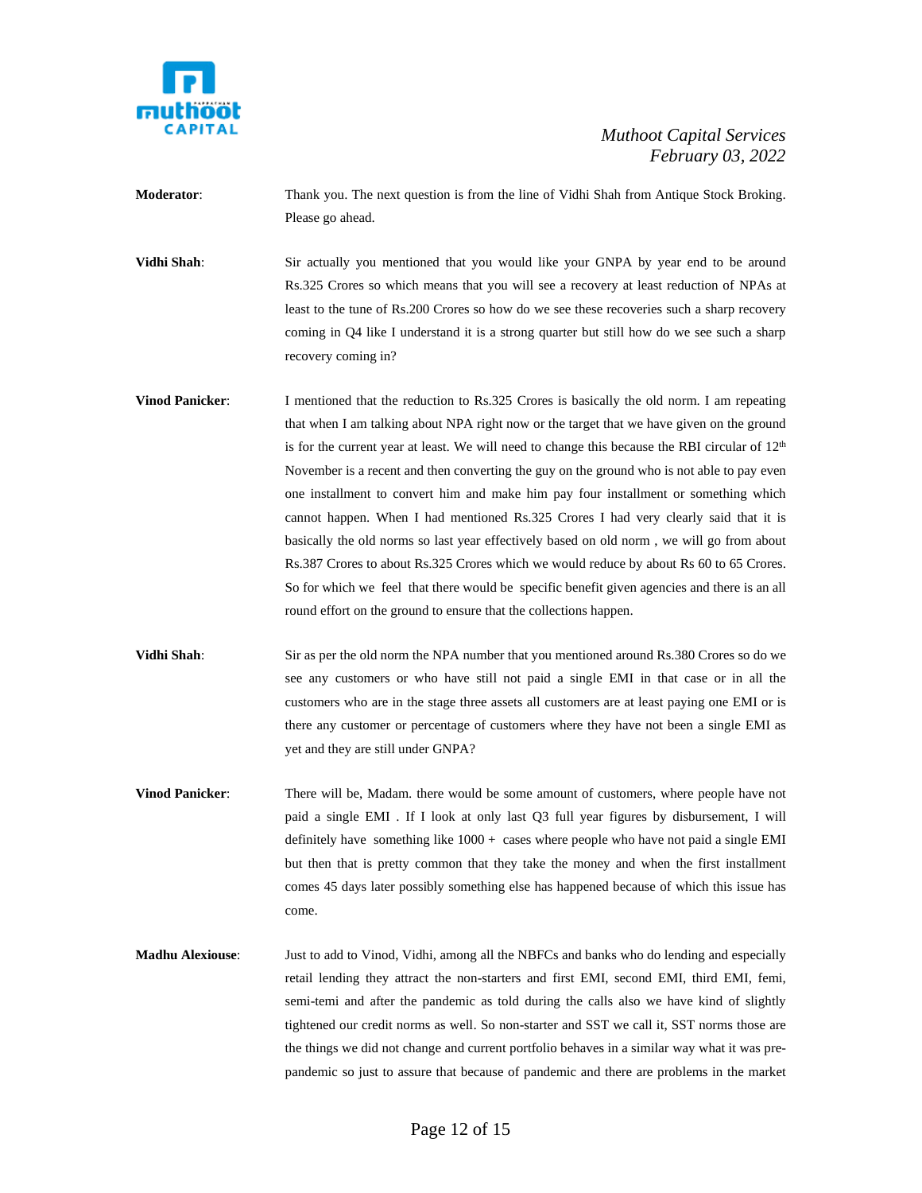**Moderator**: Thank you. The next question is from the line of Vidhi Shah from Antique Stock Broking. Please go ahead.

**Vidhi Shah**: Sir actually you mentioned that you would like your GNPA by year end to be around Rs.325 Crores so which means that you will see a recovery at least reduction of NPAs at least to the tune of Rs.200 Crores so how do we see these recoveries such a sharp recovery coming in Q4 like I understand it is a strong quarter but still how do we see such a sharp recovery coming in?

**Vinod Panicker**: I mentioned that the reduction to Rs.325 Crores is basically the old norm. I am repeating that when I am talking about NPA right now or the target that we have given on the ground is for the current year at least. We will need to change this because the RBI circular of 12th November is a recent and then converting the guy on the ground who is not able to pay even one installment to convert him and make him pay four installment or something which cannot happen. When I had mentioned Rs.325 Crores I had very clearly said that it is basically the old norms so last year effectively based on old norm , we will go from about Rs.387 Crores to about Rs.325 Crores which we would reduce by about Rs 60 to 65 Crores. So for which we feel that there would be specific benefit given agencies and there is an all round effort on the ground to ensure that the collections happen.

**Vidhi Shah**: Sir as per the old norm the NPA number that you mentioned around Rs.380 Crores so do we see any customers or who have still not paid a single EMI in that case or in all the customers who are in the stage three assets all customers are at least paying one EMI or is there any customer or percentage of customers where they have not been a single EMI as yet and they are still under GNPA?

**Vinod Panicker**: There will be, Madam. there would be some amount of customers, where people have not paid a single EMI . If I look at only last Q3 full year figures by disbursement, I will definitely have something like 1000 + cases where people who have not paid a single EMI but then that is pretty common that they take the money and when the first installment comes 45 days later possibly something else has happened because of which this issue has come.

**Madhu Alexiouse**: Just to add to Vinod, Vidhi, among all the NBFCs and banks who do lending and especially retail lending they attract the non-starters and first EMI, second EMI, third EMI, femi, semi-temi and after the pandemic as told during the calls also we have kind of slightly tightened our credit norms as well. So non-starter and SST we call it, SST norms those are the things we did not change and current portfolio behaves in a similar way what it was pre-pandemic so just to assure that because of pandemic and there are problems in the market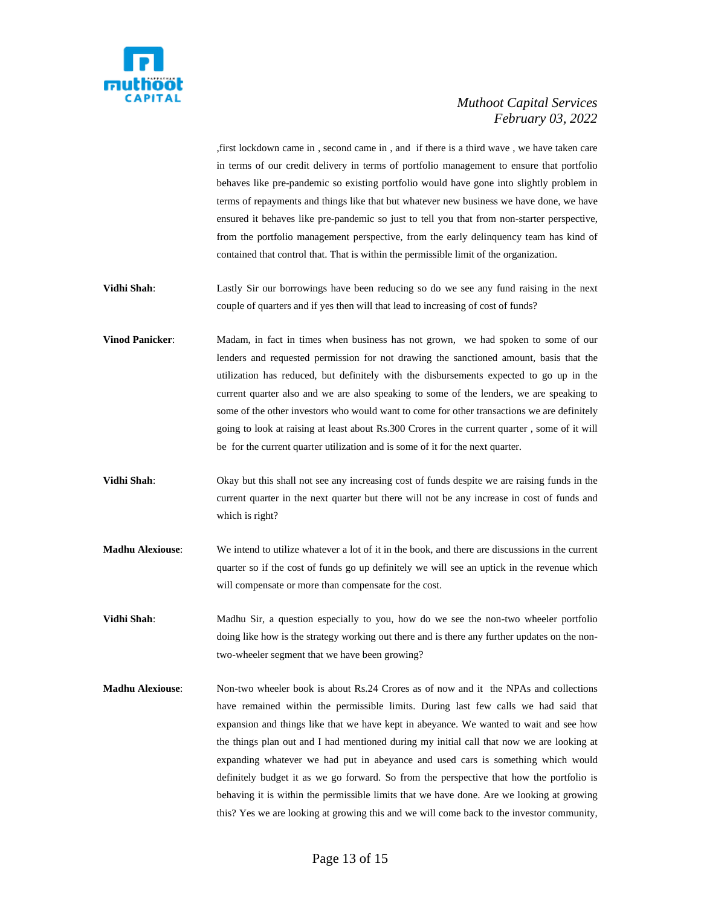,first lockdown came in , second came in , and if there is a third wave , we have taken care in terms of our credit delivery in terms of portfolio management to ensure that portfolio behaves like pre-pandemic so existing portfolio would have gone into slightly problem in terms of repayments and things like that but whatever new business we have done, we have ensured it behaves like pre-pandemic so just to tell you that from non-starter perspective, from the portfolio management perspective, from the early delinquency team has kind of contained that control that. That is within the permissible limit of the organization.

**Vidhi Shah**: Lastly Sir our borrowings have been reducing so do we see any fund raising in the next couple of quarters and if yes then will that lead to increasing of cost of funds?

**Vinod Panicker**: Madam, in fact in times when business has not grown, we had spoken to some of our lenders and requested permission for not drawing the sanctioned amount, basis that the utilization has reduced, but definitely with the disbursements expected to go up in the current quarter also and we are also speaking to some of the lenders, we are speaking to some of the other investors who would want to come for other transactions we are definitely going to look at raising at least about Rs.300 Crores in the current quarter , some of it will be for the current quarter utilization and is some of it for the next quarter.

**Vidhi Shah**: Okay but this shall not see any increasing cost of funds despite we are raising funds in the current quarter in the next quarter but there will not be any increase in cost of funds and which is right?

**Madhu Alexiouse**: We intend to utilize whatever a lot of it in the book, and there are discussions in the current quarter so if the cost of funds go up definitely we will see an uptick in the revenue which will compensate or more than compensate for the cost.

**Vidhi Shah**: Madhu Sir, a question especially to you, how do we see the non-two wheeler portfolio doing like how is the strategy working out there and is there any further updates on the non-two-wheeler segment that we have been growing?

**Madhu Alexiouse**: Non-two wheeler book is about Rs.24 Crores as of now and it the NPAs and collections have remained within the permissible limits. During last few calls we had said that expansion and things like that we have kept in abeyance. We wanted to wait and see how the things plan out and I had mentioned during my initial call that now we are looking at expanding whatever we had put in abeyance and used cars is something which would definitely budget it as we go forward. So from the perspective that how the portfolio is behaving it is within the permissible limits that we have done. Are we looking at growing this? Yes we are looking at growing this and we will come back to the investor community,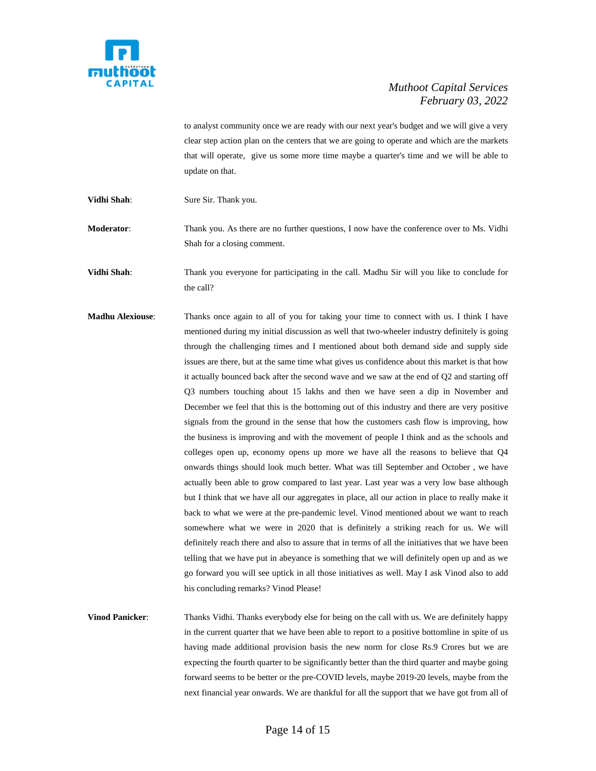to analyst community once we are ready with our next year's budget and we will give a very clear step action plan on the centers that we are going to operate and which are the markets that will operate, give us some more time maybe a quarter's time and we will be able to update on that.

**Vidhi Shah**: Sure Sir. Thank you.

**Moderator**: Thank you. As there are no further questions, I now have the conference over to Ms. Vidhi Shah for a closing comment.

**Vidhi Shah**: Thank you everyone for participating in the call. Madhu Sir will you like to conclude for the call?

**Madhu Alexiouse**: Thanks once again to all of you for taking your time to connect with us. I think I have mentioned during my initial discussion as well that two-wheeler industry definitely is going through the challenging times and I mentioned about both demand side and supply side issues are there, but at the same time what gives us confidence about this market is that how it actually bounced back after the second wave and we saw at the end of Q2 and starting off Q3 numbers touching about 15 lakhs and then we have seen a dip in November and December we feel that this is the bottoming out of this industry and there are very positive signals from the ground in the sense that how the customers cash flow is improving, how the business is improving and with the movement of people I think and as the schools and colleges open up, economy opens up more we have all the reasons to believe that Q4 onwards things should look much better. What was till September and October , we have actually been able to grow compared to last year. Last year was a very low base although but I think that we have all our aggregates in place, all our action in place to really make it back to what we were at the pre-pandemic level. Vinod mentioned about we want to reach somewhere what we were in 2020 that is definitely a striking reach for us. We will definitely reach there and also to assure that in terms of all the initiatives that we have been telling that we have put in abeyance is something that we will definitely open up and as we go forward you will see uptick in all those initiatives as well. May I ask Vinod also to add his concluding remarks? Vinod Please!

**Vinod Panicker**: Thanks Vidhi. Thanks everybody else for being on the call with us. We are definitely happy in the current quarter that we have been able to report to a positive bottomline in spite of us having made additional provision basis the new norm for close Rs.9 Crores but we are expecting the fourth quarter to be significantly better than the third quarter and maybe going forward seems to be better or the pre-COVID levels, maybe 2019-20 levels, maybe from the next financial year onwards. We are thankful for all the support that we have got from all of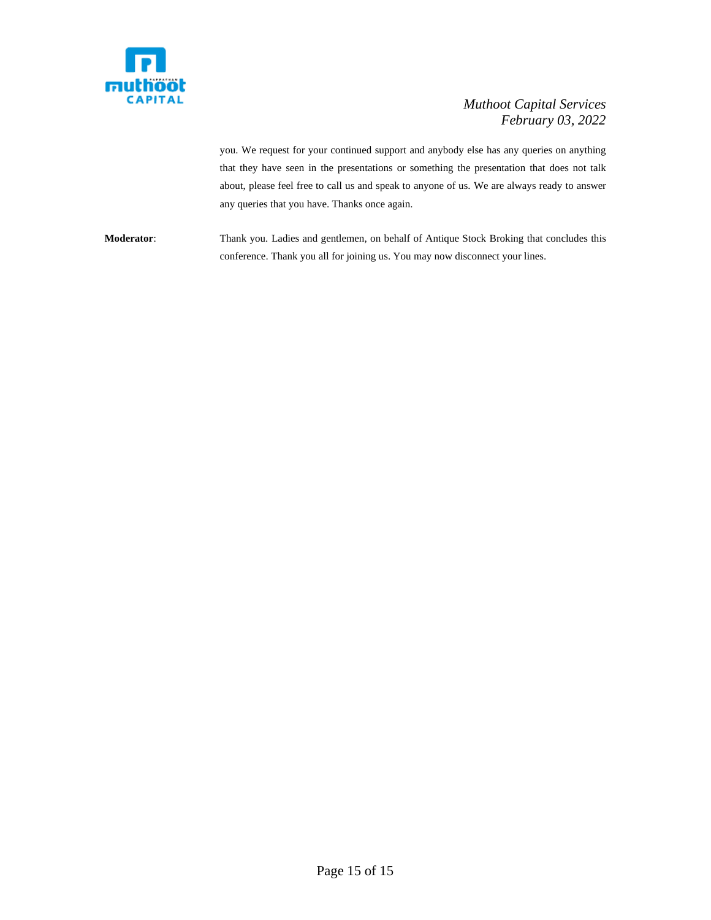you. We request for your continued support and anybody else has any queries on anything that they have seen in the presentations or something the presentation that does not talk about, please feel free to call us and speak to anyone of us. We are always ready to answer any queries that you have. Thanks once again.

**Moderator**: Thank you. Ladies and gentlemen, on behalf of Antique Stock Broking that concludes this conference. Thank you all for joining us. You may now disconnect your lines.